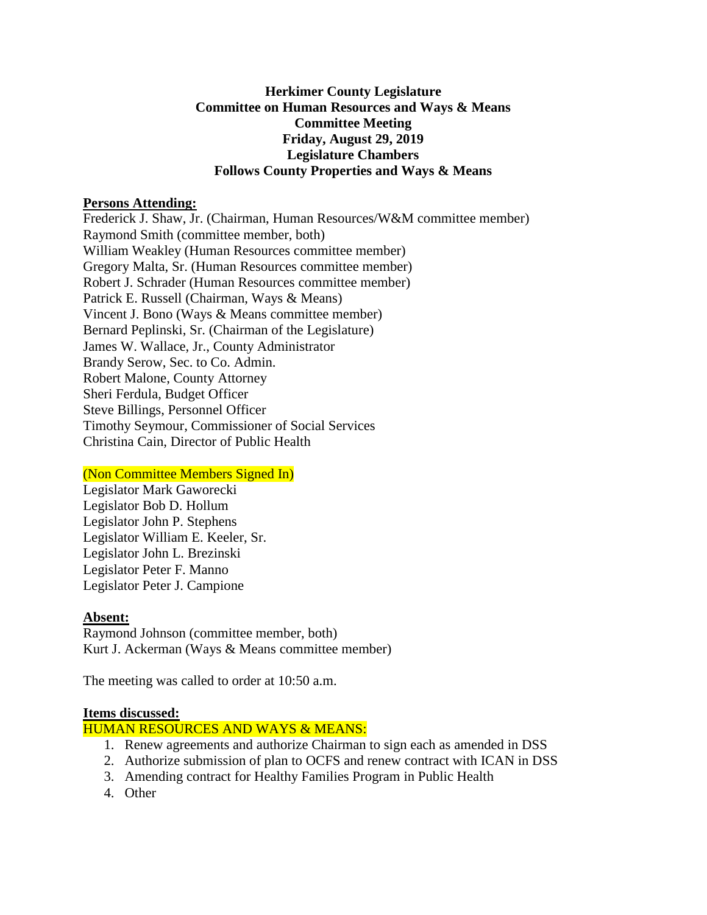**Herkimer County Legislature**
**Committee on Human Resources and Ways & Means**
**Committee Meeting**
**Friday, August 29, 2019**
**Legislature Chambers**
**Follows County Properties and Ways & Means**

**Persons Attending:**

Frederick J. Shaw, Jr. (Chairman, Human Resources/W&M committee member)
Raymond Smith (committee member, both)
William Weakley (Human Resources committee member)
Gregory Malta, Sr. (Human Resources committee member)
Robert J. Schrader (Human Resources committee member)
Patrick E. Russell (Chairman, Ways & Means)
Vincent J. Bono (Ways & Means committee member)
Bernard Peplinski, Sr. (Chairman of the Legislature)
James W. Wallace, Jr., County Administrator
Brandy Serow, Sec. to Co. Admin.
Robert Malone, County Attorney
Sheri Ferdula, Budget Officer
Steve Billings, Personnel Officer
Timothy Seymour, Commissioner of Social Services
Christina Cain, Director of Public Health

(Non Committee Members Signed In)

Legislator Mark Gaworecki
Legislator Bob D. Hollum
Legislator John P. Stephens
Legislator William E. Keeler, Sr.
Legislator John L. Brezinski
Legislator Peter F. Manno
Legislator Peter J. Campione

**Absent:**

Raymond Johnson (committee member, both)
Kurt J. Ackerman (Ways & Means committee member)

The meeting was called to order at 10:50 a.m.

**Items discussed:**

HUMAN RESOURCES AND WAYS & MEANS:

1. Renew agreements and authorize Chairman to sign each as amended in DSS
2. Authorize submission of plan to OCFS and renew contract with ICAN in DSS
3. Amending contract for Healthy Families Program in Public Health
4. Other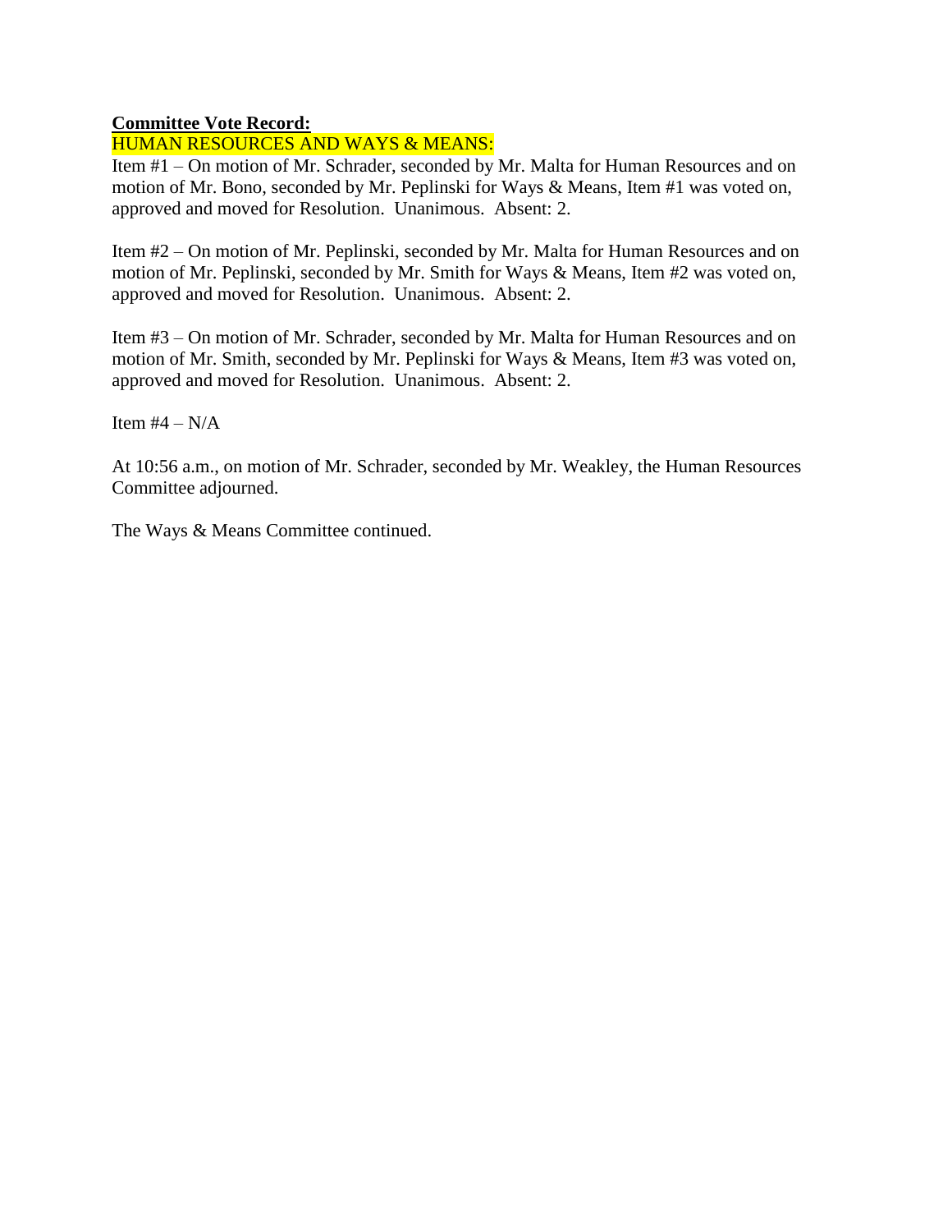**Committee Vote Record:**

HUMAN RESOURCES AND WAYS & MEANS:

Item #1 – On motion of Mr. Schrader, seconded by Mr. Malta for Human Resources and on motion of Mr. Bono, seconded by Mr. Peplinski for Ways & Means, Item #1 was voted on, approved and moved for Resolution. Unanimous. Absent: 2.

Item #2 – On motion of Mr. Peplinski, seconded by Mr. Malta for Human Resources and on motion of Mr. Peplinski, seconded by Mr. Smith for Ways & Means, Item #2 was voted on, approved and moved for Resolution. Unanimous. Absent: 2.

Item #3 – On motion of Mr. Schrader, seconded by Mr. Malta for Human Resources and on motion of Mr. Smith, seconded by Mr. Peplinski for Ways & Means, Item #3 was voted on, approved and moved for Resolution. Unanimous. Absent: 2.

Item #4 – N/A

At 10:56 a.m., on motion of Mr. Schrader, seconded by Mr. Weakley, the Human Resources Committee adjourned.

The Ways & Means Committee continued.